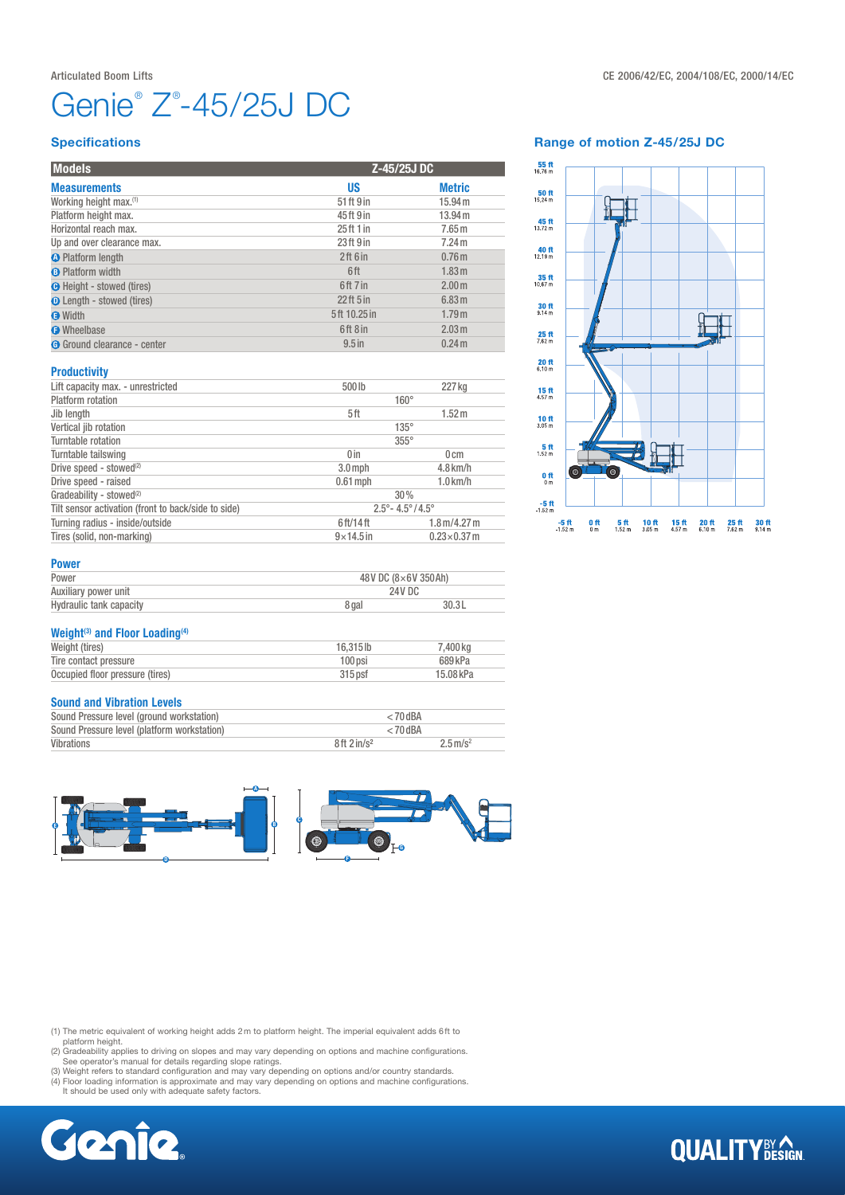Articulated Boom Lifts

CE 2006/42/EC, 2004/108/EC, 2000/14/EC

# Genie® Z®-45/25J DC

## Specifications

| Models | Z-45/25J DC | |
|---|---|---|
| **Measurements** | **US** | **Metric** |
| Working height max.(1) | 51 ft 9 in | 15.94 m |
| Platform height max. | 45 ft 9 in | 13.94 m |
| Horizontal reach max. | 25 ft 1 in | 7.65 m |
| Up and over clearance max. | 23 ft 9 in | 7.24 m |
| A Platform length | 2 ft 6 in | 0.76 m |
| B Platform width | 6 ft | 1.83 m |
| C Height - stowed (tires) | 6 ft 7 in | 2.00 m |
| D Length - stowed (tires) | 22 ft 5 in | 6.83 m |
| E Width | 5 ft 10.25 in | 1.79 m |
| F Wheelbase | 6 ft 8 in | 2.03 m |
| G Ground clearance - center | 9.5 in | 0.24 m |

### Productivity

| | | |
|---|---|---|
| Lift capacity max. - unrestricted | 500 lb | 227 kg |
| Platform rotation | 160° | |
| Jib length | 5 ft | 1.52 m |
| Vertical jib rotation | 135° | |
| Turntable rotation | 355° | |
| Turntable tailswing | 0 in | 0 cm |
| Drive speed - stowed(2) | 3.0 mph | 4.8 km/h |
| Drive speed - raised | 0.61 mph | 1.0 km/h |
| Gradeability - stowed(2) | 30% | |
| Tilt sensor activation (front to back/side to side) | 2.5°- 4.5° / 4.5° | |
| Turning radius - inside/outside | 6 ft/14 ft | 1.8 m/4.27 m |
| Tires (solid, non-marking) | 9×14.5 in | 0.23×0.37 m |

### Power

| | | |
|---|---|---|
| Power | 48V DC (8×6V 350Ah) | |
| Auxiliary power unit | 24V DC | |
| Hydraulic tank capacity | 8 gal | 30.3 L |

### Weight(3) and Floor Loading(4)

| | | |
|---|---|---|
| Weight (tires) | 16,315 lb | 7,400 kg |
| Tire contact pressure | 100 psi | 689 kPa |
| Occupied floor pressure (tires) | 315 psf | 15.08 kPa |

### Sound and Vibration Levels

| | | |
|---|---|---|
| Sound Pressure level (ground workstation) | < 70 dBA | |
| Sound Pressure level (platform workstation) | < 70 dBA | |
| Vibrations | 8 ft 2 in/s² | 2.5 m/s² |

## Range of motion Z-45/25J DC

(1) The metric equivalent of working height adds 2 m to platform height. The imperial equivalent adds 6 ft to platform height.
(2) Gradeability applies to driving on slopes and may vary depending on options and machine configurations. See operator's manual for details regarding slope ratings.
(3) Weight refers to standard configuration and may vary depending on options and/or country standards.
(4) Floor loading information is approximate and may vary depending on options and machine configurations. It should be used only with adequate safety factors.

Genie. QUALITY BY DESIGN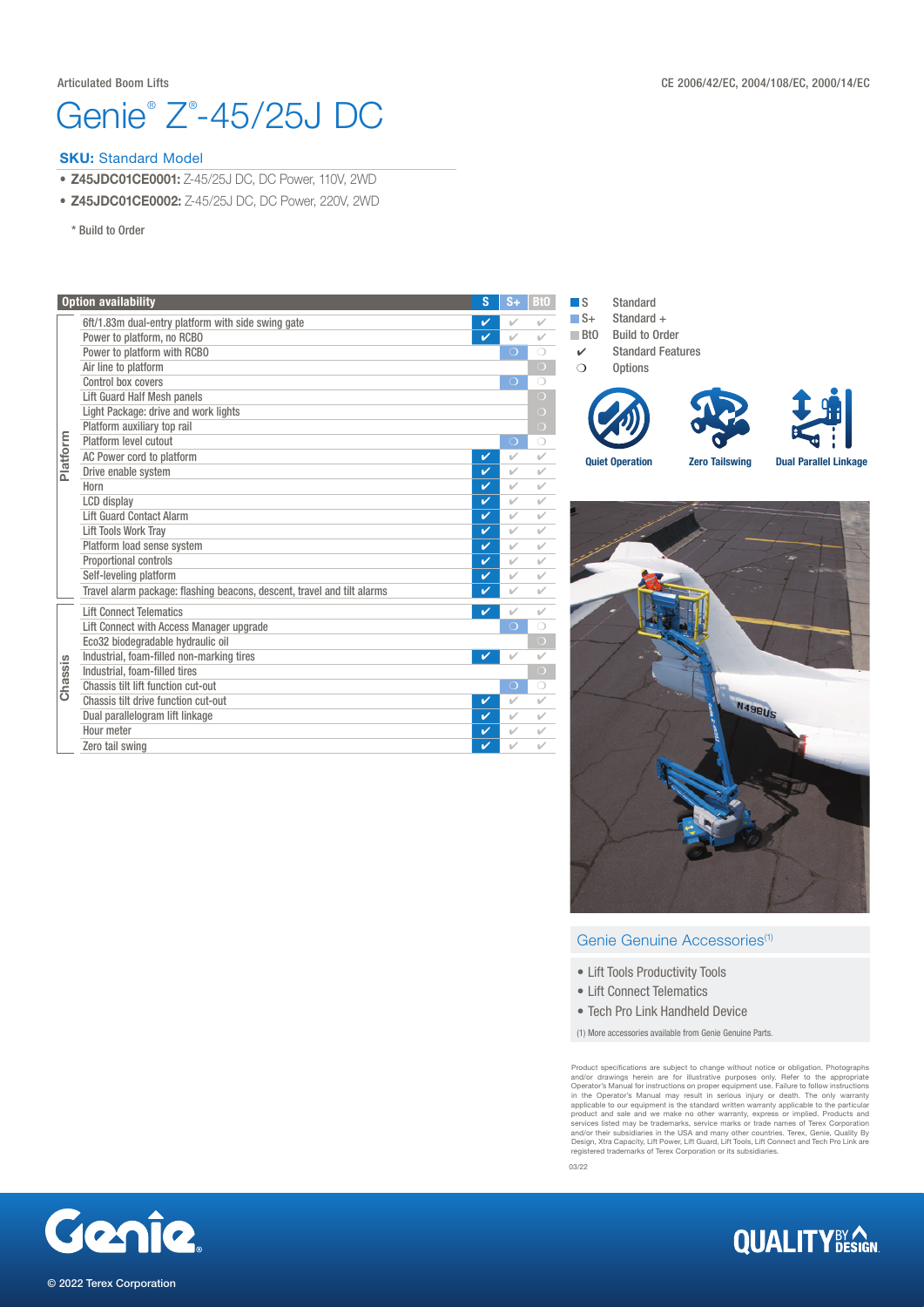Articulated Boom Lifts

CE 2006/42/EC, 2004/108/EC, 2000/14/EC

# Genie® Z®-45/25J DC

**SKU:** Standard Model

- **Z45JDC01CE0001:** Z-45/25J DC, DC Power, 110V, 2WD
- **Z45JDC01CE0002:** Z-45/25J DC, DC Power, 220V, 2WD

\* Build to Order

| | Option availability | S | S+ | BtO |
|---|---|---|---|---|
| Platform | 6ft/1.83m dual-entry platform with side swing gate | ✔ | ✔ | ✔ |
| | Power to platform, no RCBO | ✔ | ✔ | ✔ |
| | Power to platform with RCBO | | ❍ | ❍ |
| | Air line to platform | | | ❍ |
| | Control box covers | | ❍ | ❍ |
| | Lift Guard Half Mesh panels | | | ❍ |
| | Light Package: drive and work lights | | | ❍ |
| | Platform auxiliary top rail | | | ❍ |
| | Platform level cutout | | ❍ | ❍ |
| | AC Power cord to platform | ✔ | ✔ | ✔ |
| | Drive enable system | ✔ | ✔ | ✔ |
| | Horn | ✔ | ✔ | ✔ |
| | LCD display | ✔ | ✔ | ✔ |
| | Lift Guard Contact Alarm | ✔ | ✔ | ✔ |
| | Lift Tools Work Tray | ✔ | ✔ | ✔ |
| | Platform load sense system | ✔ | ✔ | ✔ |
| | Proportional controls | ✔ | ✔ | ✔ |
| | Self-leveling platform | ✔ | ✔ | ✔ |
| | Travel alarm package: flashing beacons, descent, travel and tilt alarms | ✔ | ✔ | ✔ |
| Chassis | Lift Connect Telematics | ✔ | ✔ | ✔ |
| | Lift Connect with Access Manager upgrade | | ❍ | ❍ |
| | Eco32 biodegradable hydraulic oil | | | ❍ |
| | Industrial, foam-filled non-marking tires | ✔ | ✔ | ✔ |
| | Industrial, foam-filled tires | | | ❍ |
| | Chassis tilt lift function cut-out | | ❍ | ❍ |
| | Chassis tilt drive function cut-out | ✔ | ✔ | ✔ |
| | Dual parallelogram lift linkage | ✔ | ✔ | ✔ |
| | Hour meter | ✔ | ✔ | ✔ |
| | Zero tail swing | ✔ | ✔ | ✔ |

- S — Standard
- S+ — Standard +
- BtO — Build to Order
- ✔ — Standard Features
- ❍ — Options

Quiet Operation

Zero Tailswing

Dual Parallel Linkage

## Genie Genuine Accessories[1]

- Lift Tools Productivity Tools
- Lift Connect Telematics
- Tech Pro Link Handheld Device

(1) More accessories available from Genie Genuine Parts.

Product specifications are subject to change without notice or obligation. Photographs and/or drawings herein are for illustrative purposes only. Refer to the appropriate Operator's Manual for instructions on proper equipment use. Failure to follow instructions in the Operator's Manual may result in serious injury or death. The only warranty applicable to our equipment is the standard written warranty applicable to the particular product and sale and we make no other warranty, express or implied. Products and services listed may be trademarks, service marks or trade names of Terex Corporation and/or their subsidiaries in the USA and many other countries. Terex, Genie, Quality By Design, Xtra Capacity, Lift Power, Lift Guard, Lift Tools, Lift Connect and Tech Pro Link are registered trademarks of Terex Corporation or its subsidiaries.

03/22

© 2022 Terex Corporation

QUALITY BY DESIGN